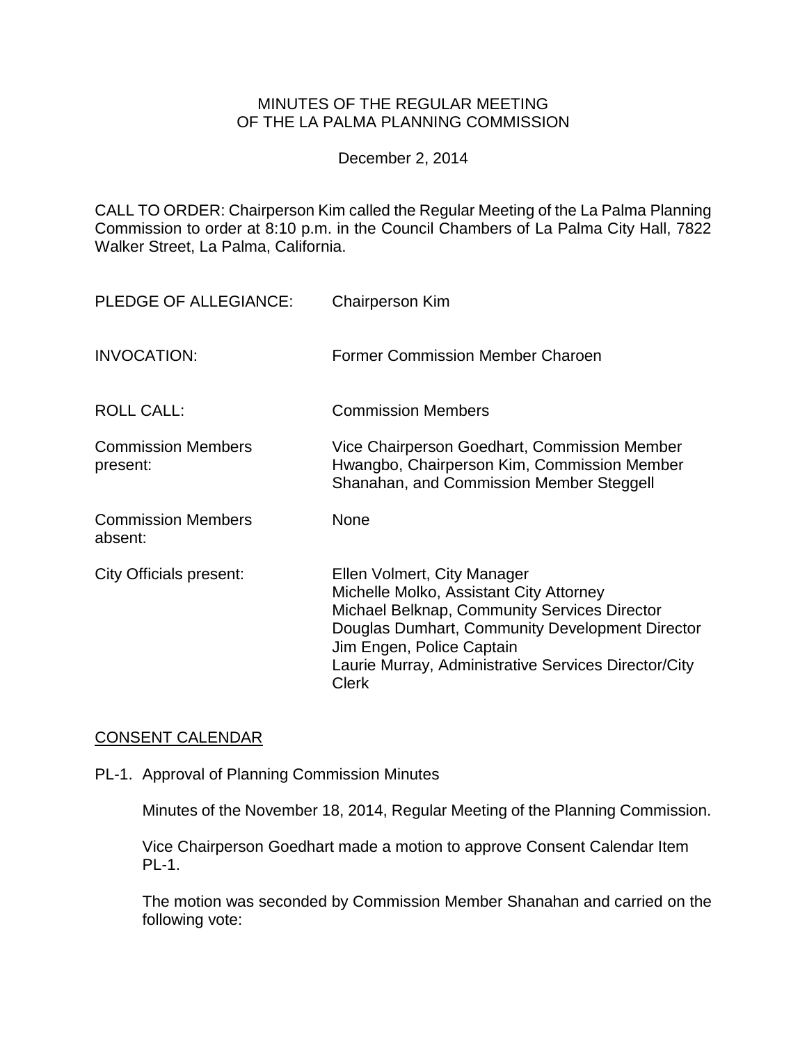MINUTES OF THE REGULAR MEETING
OF THE LA PALMA PLANNING COMMISSION

December 2, 2014

CALL TO ORDER: Chairperson Kim called the Regular Meeting of the La Palma Planning Commission to order at 8:10 p.m. in the Council Chambers of La Palma City Hall, 7822 Walker Street, La Palma, California.

| | |
|---|---|
| PLEDGE OF ALLEGIANCE: | Chairperson Kim |
| INVOCATION: | Former Commission Member Charoen |
| ROLL CALL: | Commission Members |
| Commission Members present: | Vice Chairperson Goedhart, Commission Member Hwangbo, Chairperson Kim, Commission Member Shanahan, and Commission Member Steggell |
| Commission Members absent: | None |
| City Officials present: | Ellen Volmert, City Manager<br>Michelle Molko, Assistant City Attorney<br>Michael Belknap, Community Services Director<br>Douglas Dumhart, Community Development Director<br>Jim Engen, Police Captain<br>Laurie Murray, Administrative Services Director/City Clerk |

<u>CONSENT CALENDAR</u>

PL-1. Approval of Planning Commission Minutes

Minutes of the November 18, 2014, Regular Meeting of the Planning Commission.

Vice Chairperson Goedhart made a motion to approve Consent Calendar Item PL-1.

The motion was seconded by Commission Member Shanahan and carried on the following vote: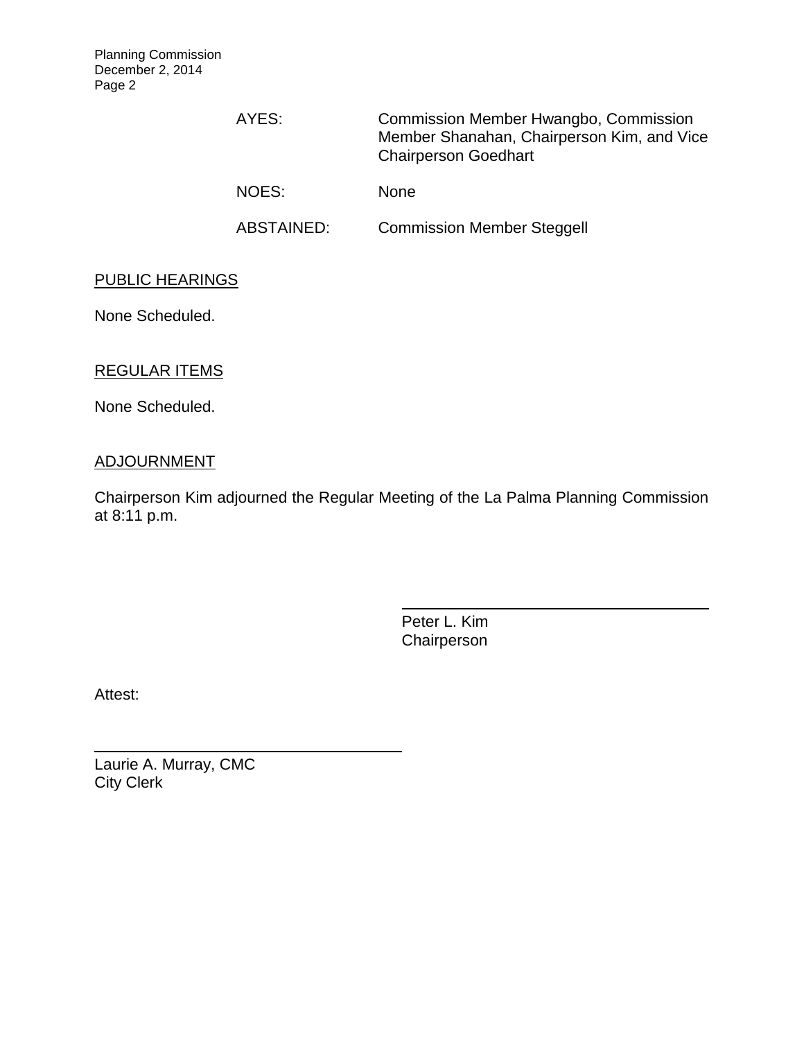| | |
|---|---|
| AYES: | Commission Member Hwangbo, Commission Member Shanahan, Chairperson Kim, and Vice Chairperson Goedhart |
| NOES: | None |
| ABSTAINED: | Commission Member Steggell |

PUBLIC HEARINGS

None Scheduled.

REGULAR ITEMS

None Scheduled.

ADJOURNMENT

Chairperson Kim adjourned the Regular Meeting of the La Palma Planning Commission at 8:11 p.m.

Peter L. Kim
Chairperson

Attest:

Laurie A. Murray, CMC
City Clerk